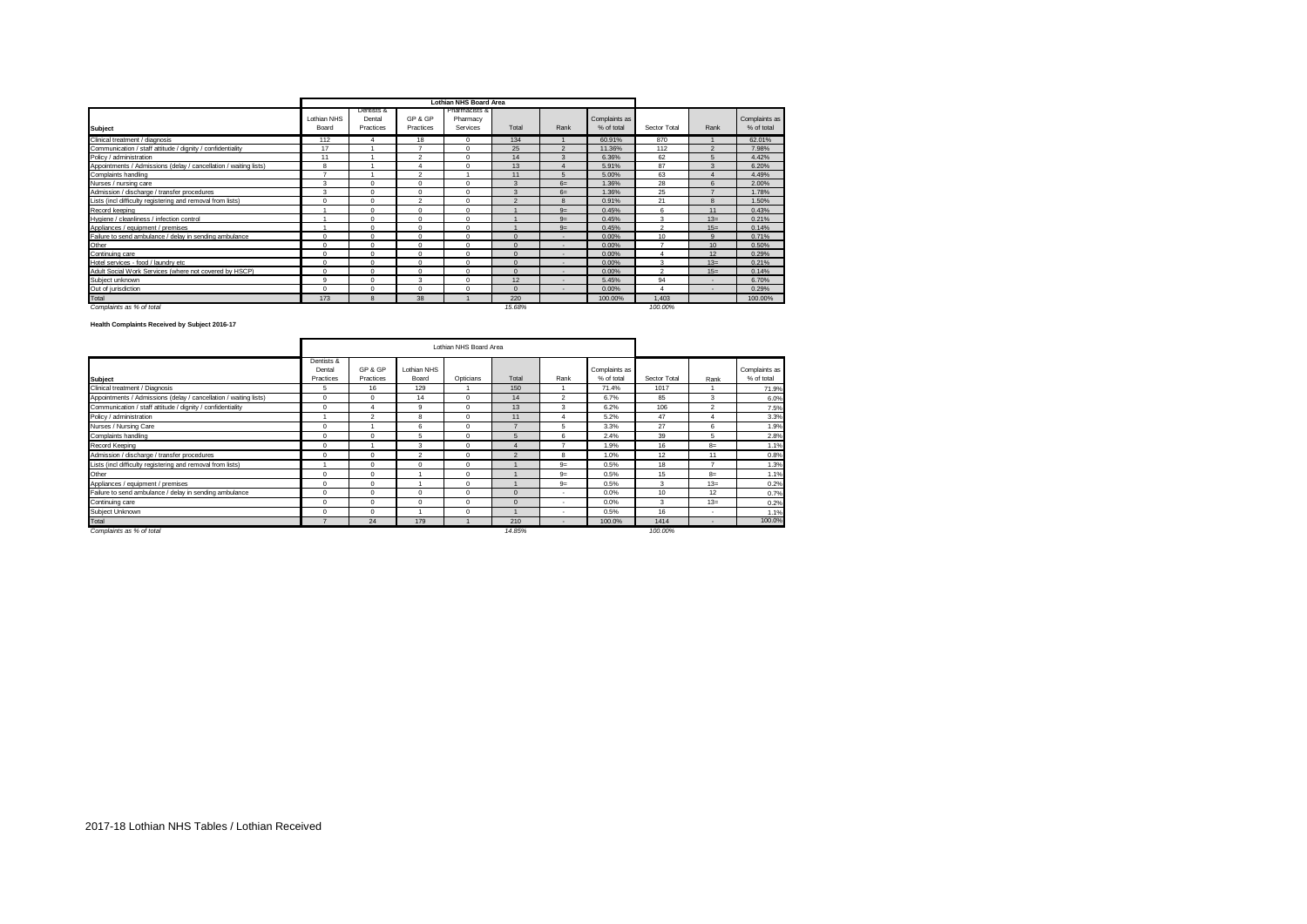| Subject | Lothian NHS Board Area | | | | | | | | | |
|---|---|---|---|---|---|---|---|---|---|---|
| | Lothian NHS Board | Dentists & Dental Practices | GP & GP Practices | Pharmacists & Pharmacy Services | Total | Rank | Complaints as % of total | Sector Total | Rank | Complaints as % of total |
| Clinical treatment / diagnosis | 112 | 4 | 18 | 0 | 134 | 1 | 60.91% | 870 | 1 | 62.01% |
| Communication / staff attitude / dignity / confidentiality | 17 | 1 | 7 | 0 | 25 | 2 | 11.36% | 112 | 2 | 7.98% |
| Policy / administration | 11 | 1 | 2 | 0 | 14 | 3 | 6.36% | 62 | 5 | 4.42% |
| Appointments / Admissions (delay / cancellation / waiting lists) | 8 | 1 | 4 | 0 | 13 | 4 | 5.91% | 87 | 3 | 6.20% |
| Complaints handling | 7 | 1 | 2 | 1 | 11 | 5 | 5.00% | 63 | 4 | 4.49% |
| Nurses / nursing care | 3 | 0 | 0 | 0 | 3 | 6= | 1.36% | 28 | 6 | 2.00% |
| Admission / discharge / transfer procedures | 3 | 0 | 0 | 0 | 3 | 6= | 1.36% | 25 | 7 | 1.78% |
| Lists (incl difficulty registering and removal from lists) | 0 | 0 | 2 | 0 | 2 | 8 | 0.91% | 21 | 8 | 1.50% |
| Record keeping | 1 | 0 | 0 | 0 | 1 | 9= | 0.45% | 6 | 11 | 0.43% |
| Hygiene / cleanliness / infection control | 1 | 0 | 0 | 0 | 1 | 9= | 0.45% | 3 | 13= | 0.21% |
| Appliances / equipment / premises | 1 | 0 | 0 | 0 | 1 | 9= | 0.45% | 2 | 15= | 0.14% |
| Failure to send ambulance / delay in sending ambulance | 0 | 0 | 0 | 0 | 0 | - | 0.00% | 10 | 9 | 0.71% |
| Other | 0 | 0 | 0 | 0 | 0 | - | 0.00% | 7 | 10 | 0.50% |
| Continuing care | 0 | 0 | 0 | 0 | 0 | - | 0.00% | 4 | 12 | 0.29% |
| Hotel services - food / laundry etc | 0 | 0 | 0 | 0 | 0 | - | 0.00% | 3 | 13= | 0.21% |
| Adult Social Work Services (where not covered by HSCP) | 0 | 0 | 0 | 0 | 0 | - | 0.00% | 2 | 15= | 0.14% |
| Subject unknown | 9 | 0 | 3 | 0 | 12 | - | 5.45% | 94 | - | 6.70% |
| Out of jurisdiction | 0 | 0 | 0 | 0 | 0 | - | 0.00% | 4 | - | 0.29% |
| Total | 173 | 8 | 38 | 1 | 220 | | 100.00% | 1,403 | | 100.00% |
| *Complaints as % of total* | | | | | *15.68%* | | | *100.00%* | | |

**Health Complaints Received by Subject 2016-17**

| Subject | Lothian NHS Board Area | | | | | | | | | |
|---|---|---|---|---|---|---|---|---|---|---|
| | Dentists & Dental Practices | GP & GP Practices | Lothian NHS Board | Opticians | Total | Rank | Complaints as % of total | Sector Total | Rank | Complaints as % of total |
| Clinical treatment / Diagnosis | 5 | 16 | 129 | 1 | 150 | 1 | 71.4% | 1017 | 1 | 71.9% |
| Appointments / Admissions (delay / cancellation / waiting lists) | 0 | 0 | 14 | 0 | 14 | 2 | 6.7% | 85 | 3 | 6.0% |
| Communication / staff attitude / dignity / confidentiality | 0 | 4 | 9 | 0 | 13 | 3 | 6.2% | 106 | 2 | 7.5% |
| Policy / administration | 1 | 2 | 8 | 0 | 11 | 4 | 5.2% | 47 | 4 | 3.3% |
| Nurses / Nursing Care | 0 | 1 | 6 | 0 | 7 | 5 | 3.3% | 27 | 6 | 1.9% |
| Complaints handling | 0 | 0 | 5 | 0 | 5 | 6 | 2.4% | 39 | 5 | 2.8% |
| Record Keeping | 0 | 1 | 3 | 0 | 4 | 7 | 1.9% | 16 | 8= | 1.1% |
| Admission / discharge / transfer procedures | 0 | 0 | 2 | 0 | 2 | 8 | 1.0% | 12 | 11 | 0.8% |
| Lists (incl difficulty registering and removal from lists) | 1 | 0 | 0 | 0 | 1 | 9= | 0.5% | 18 | 7 | 1.3% |
| Other | 0 | 0 | 1 | 0 | 1 | 9= | 0.5% | 15 | 8= | 1.1% |
| Appliances / equipment / premises | 0 | 0 | 1 | 0 | 1 | 9= | 0.5% | 3 | 13= | 0.2% |
| Failure to send ambulance / delay in sending ambulance | 0 | 0 | 0 | 0 | 0 | - | 0.0% | 10 | 12 | 0.7% |
| Continuing care | 0 | 0 | 0 | 0 | 0 | - | 0.0% | 3 | 13= | 0.2% |
| Subject Unknown | 0 | 0 | 1 | 0 | 1 | - | 0.5% | 16 | - | 1.1% |
| Total | 7 | 24 | 179 | 1 | 210 | - | 100.0% | 1414 | - | 100.0% |
| *Complaints as % of total* | | | | | *14.85%* | | | *100.00%* | | |

2017-18 Lothian NHS Tables / Lothian Received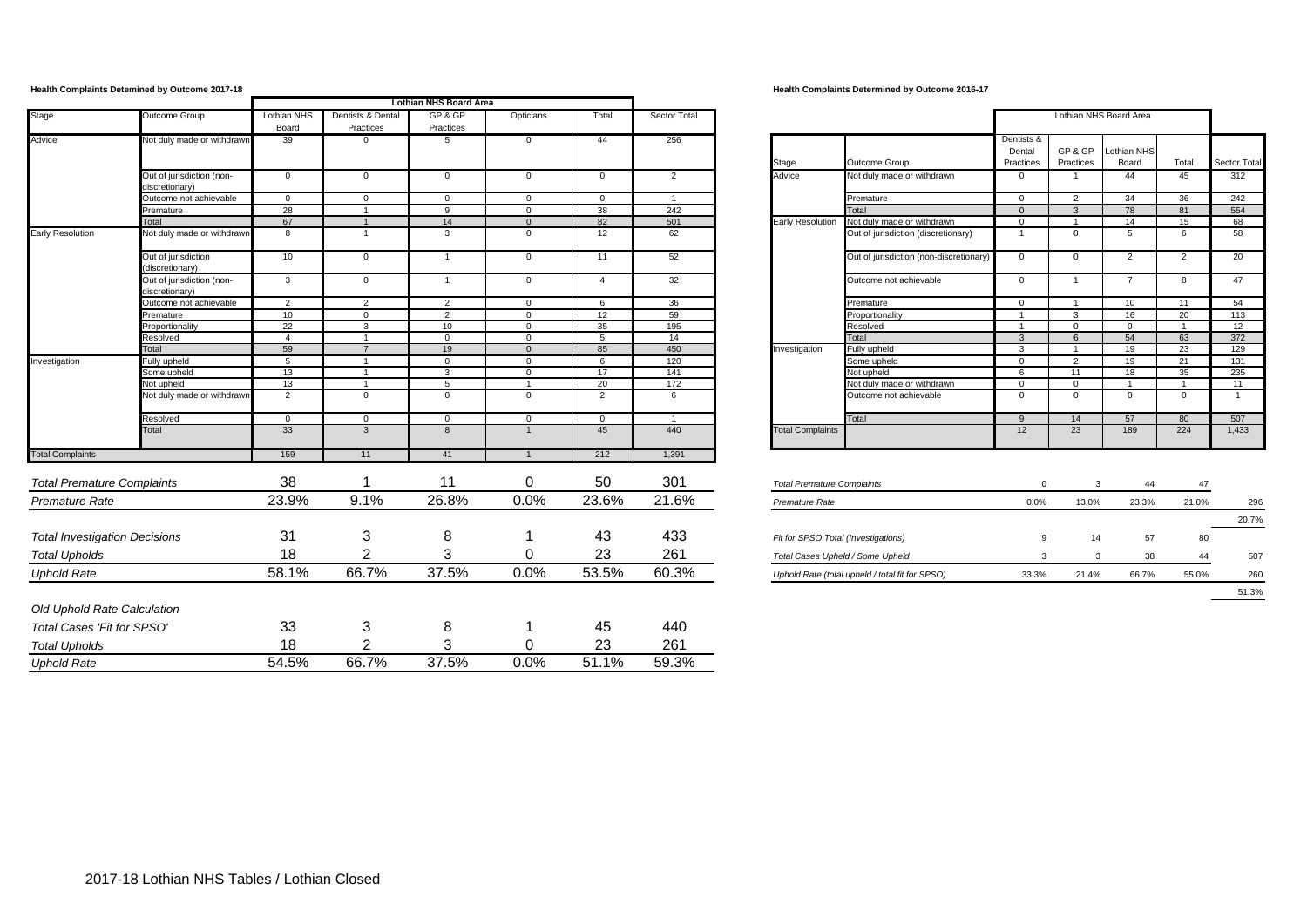**Health Complaints Detemined by Outcome 2017-18**

| Stage | Outcome Group | Lothian NHS Board Area | | | | | Sector Total |
|---|---|---|---|---|---|---|---|
| | | Lothian NHS Board | Dentists & Dental Practices | GP & GP Practices | Opticians | Total | |
| Advice | Not duly made or withdrawn | 39 | 0 | 5 | 0 | 44 | 256 |
| | Out of jurisdiction (non-discretionary) | 0 | 0 | 0 | 0 | 0 | 2 |
| | Outcome not achievable | 0 | 0 | 0 | 0 | 0 | 1 |
| | Premature | 28 | 1 | 9 | 0 | 38 | 242 |
| | Total | 67 | 1 | 14 | 0 | 82 | 501 |
| Early Resolution | Not duly made or withdrawn | 8 | 1 | 3 | 0 | 12 | 62 |
| | Out of jurisdiction (discretionary) | 10 | 0 | 1 | 0 | 11 | 52 |
| | Out of jurisdiction (non-discretionary) | 3 | 0 | 1 | 0 | 4 | 32 |
| | Outcome not achievable | 2 | 2 | 2 | 0 | 6 | 36 |
| | Premature | 10 | 0 | 2 | 0 | 12 | 59 |
| | Proportionality | 22 | 3 | 10 | 0 | 35 | 195 |
| | Resolved | 4 | 1 | 0 | 0 | 5 | 14 |
| | Total | 59 | 7 | 19 | 0 | 85 | 450 |
| Investigation | Fully upheld | 5 | 1 | 0 | 0 | 6 | 120 |
| | Some upheld | 13 | 1 | 3 | 0 | 17 | 141 |
| | Not upheld | 13 | 1 | 5 | 1 | 20 | 172 |
| | Not duly made or withdrawn | 2 | 0 | 0 | 0 | 2 | 6 |
| | Resolved | 0 | 0 | 0 | 0 | 0 | 1 |
| | Total | 33 | 3 | 8 | 1 | 45 | 440 |
| Total Complaints | | 159 | 11 | 41 | 1 | 212 | 1,391 |

| | Lothian NHS Board | Dentists & Dental Practices | GP & GP Practices | Opticians | Total | Sector Total |
|---|---|---|---|---|---|---|
| *Total Premature Complaints* | 38 | 1 | 11 | 0 | 50 | 301 |
| *Premature Rate* | 23.9% | 9.1% | 26.8% | 0.0% | 23.6% | 21.6% |
| *Total Investigation Decisions* | 31 | 3 | 8 | 1 | 43 | 433 |
| *Total Upholds* | 18 | 2 | 3 | 0 | 23 | 261 |
| *Uphold Rate* | 58.1% | 66.7% | 37.5% | 0.0% | 53.5% | 60.3% |
| *Old Uphold Rate Calculation* | | | | | | |
| *Total Cases 'Fit for SPSO'* | 33 | 3 | 8 | 1 | 45 | 440 |
| *Total Upholds* | 18 | 2 | 3 | 0 | 23 | 261 |
| *Uphold Rate* | 54.5% | 66.7% | 37.5% | 0.0% | 51.1% | 59.3% |

**Health Complaints Determined by Outcome 2016-17**

| Stage | Outcome Group | Lothian NHS Board Area | | | | Sector Total |
|---|---|---|---|---|---|---|
| | | Dentists & Dental Practices | GP & GP Practices | Lothian NHS Board | Total | |
| Advice | Not duly made or withdrawn | 0 | 1 | 44 | 45 | 312 |
| | Premature | 0 | 2 | 34 | 36 | 242 |
| | Total | 0 | 3 | 78 | 81 | 554 |
| Early Resolution | Not duly made or withdrawn | 0 | 1 | 14 | 15 | 68 |
| | Out of jurisdiction (discretionary) | 1 | 0 | 5 | 6 | 58 |
| | Out of jurisdiction (non-discretionary) | 0 | 0 | 2 | 2 | 20 |
| | Outcome not achievable | 0 | 1 | 7 | 8 | 47 |
| | Premature | 0 | 1 | 10 | 11 | 54 |
| | Proportionality | 1 | 3 | 16 | 20 | 113 |
| | Resolved | 1 | 0 | 0 | 1 | 12 |
| | Total | 3 | 6 | 54 | 63 | 372 |
| Investigation | Fully upheld | 3 | 1 | 19 | 23 | 129 |
| | Some upheld | 0 | 2 | 19 | 21 | 131 |
| | Not upheld | 6 | 11 | 18 | 35 | 235 |
| | Not duly made or withdrawn | 0 | 0 | 1 | 1 | 11 |
| | Outcome not achievable | 0 | 0 | 0 | 0 | 1 |
| | Total | 9 | 14 | 57 | 80 | 507 |
| Total Complaints | | 12 | 23 | 189 | 224 | 1,433 |

| | Dentists & Dental Practices | GP & GP Practices | Lothian NHS Board | Total | |
|---|---|---|---|---|---|
| *Total Premature Complaints* | 0 | 3 | 44 | 47 | |
| *Premature Rate* | 0.0% | 13.0% | 23.3% | 21.0% | 296 |
| | | | | | 20.7% |
| *Fit for SPSO Total (Investigations)* | 9 | 14 | 57 | 80 | |
| *Total Cases Upheld / Some Upheld* | 3 | 3 | 38 | 44 | 507 |
| *Uphold Rate (total upheld / total fit for SPSO)* | 33.3% | 21.4% | 66.7% | 55.0% | 260 |
| | | | | | 51.3% |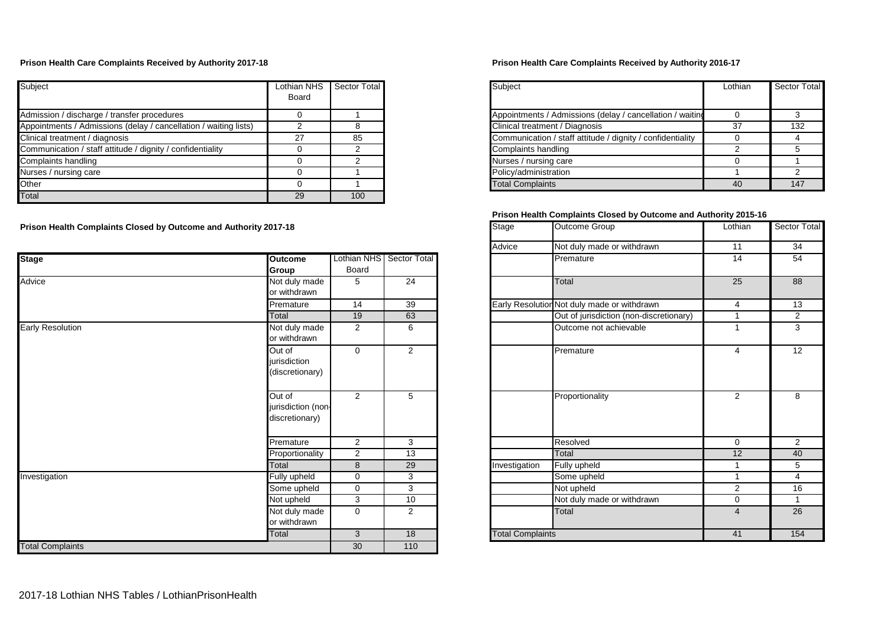**Prison Health Care Complaints Received by Authority 2017-18**

| Subject | Lothian NHS Board | Sector Total |
| --- | --- | --- |
| Admission / discharge / transfer procedures | 0 | 1 |
| Appointments / Admissions (delay / cancellation / waiting lists) | 2 | 8 |
| Clinical treatment / diagnosis | 27 | 85 |
| Communication / staff attitude / dignity / confidentiality | 0 | 2 |
| Complaints handling | 0 | 2 |
| Nurses / nursing care | 0 | 1 |
| Other | 0 | 1 |
| Total | 29 | 100 |

**Prison Health Complaints Closed by Outcome and Authority 2017-18**

| Stage | Outcome Group | Lothian NHS Board | Sector Total |
| --- | --- | --- | --- |
| Advice | Not duly made or withdrawn | 5 | 24 |
| | Premature | 14 | 39 |
| | Total | 19 | 63 |
| Early Resolution | Not duly made or withdrawn | 2 | 6 |
| | Out of jurisdiction (discretionary) | 0 | 2 |
| | Out of jurisdiction (non-discretionary) | 2 | 5 |
| | Premature | 2 | 3 |
| | Proportionality | 2 | 13 |
| | Total | 8 | 29 |
| Investigation | Fully upheld | 0 | 3 |
| | Some upheld | 0 | 3 |
| | Not upheld | 3 | 10 |
| | Not duly made or withdrawn | 0 | 2 |
| | Total | 3 | 18 |
| Total Complaints | | 30 | 110 |

**Prison Health Care Complaints Received by Authority 2016-17**

| Subject | Lothian | Sector Total |
| --- | --- | --- |
| Appointments / Admissions (delay / cancellation / waiting | 0 | 3 |
| Clinical treatment / Diagnosis | 37 | 132 |
| Communication / staff attitude / dignity / confidentiality | 0 | 4 |
| Complaints handling | 2 | 5 |
| Nurses / nursing care | 0 | 1 |
| Policy/administration | 1 | 2 |
| Total Complaints | 40 | 147 |

**Prison Health Complaints Closed by Outcome and Authority 2015-16**

| Stage | Outcome Group | Lothian | Sector Total |
| --- | --- | --- | --- |
| Advice | Not duly made or withdrawn | 11 | 34 |
| | Premature | 14 | 54 |
| | Total | 25 | 88 |
| Early Resolution | Not duly made or withdrawn | 4 | 13 |
| | Out of jurisdiction (non-discretionary) | 1 | 2 |
| | Outcome not achievable | 1 | 3 |
| | Premature | 4 | 12 |
| | Proportionality | 2 | 8 |
| | Resolved | 0 | 2 |
| | Total | 12 | 40 |
| Investigation | Fully upheld | 1 | 5 |
| | Some upheld | 1 | 4 |
| | Not upheld | 2 | 16 |
| | Not duly made or withdrawn | 0 | 1 |
| | Total | 4 | 26 |
| Total Complaints | | 41 | 154 |

2017-18 Lothian NHS Tables / LothianPrisonHealth